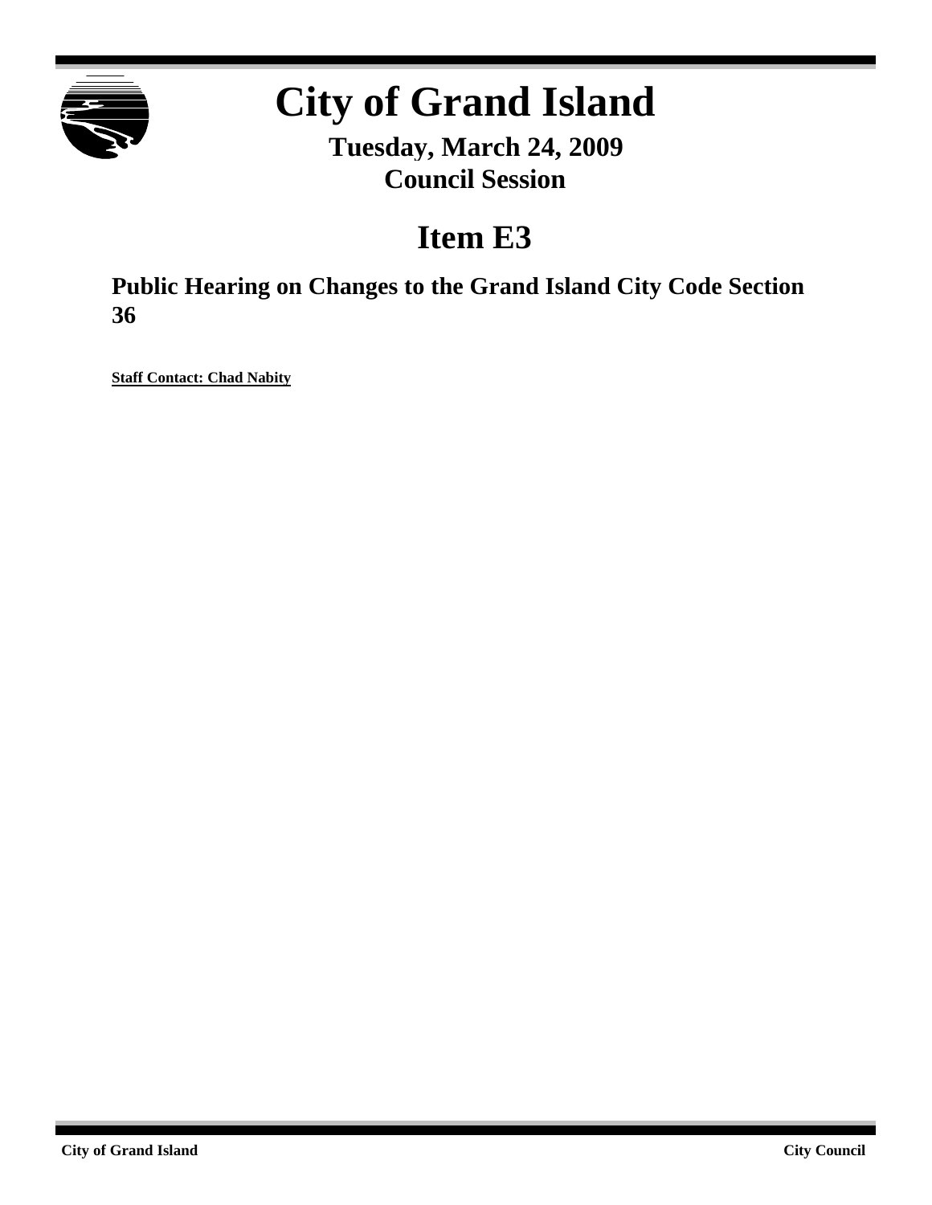# City of Grand Island

## Tuesday, March 24, 2009
## Council Session

# Item E3

## Public Hearing on Changes to the Grand Island City Code Section 36

**Staff Contact: Chad Nabity**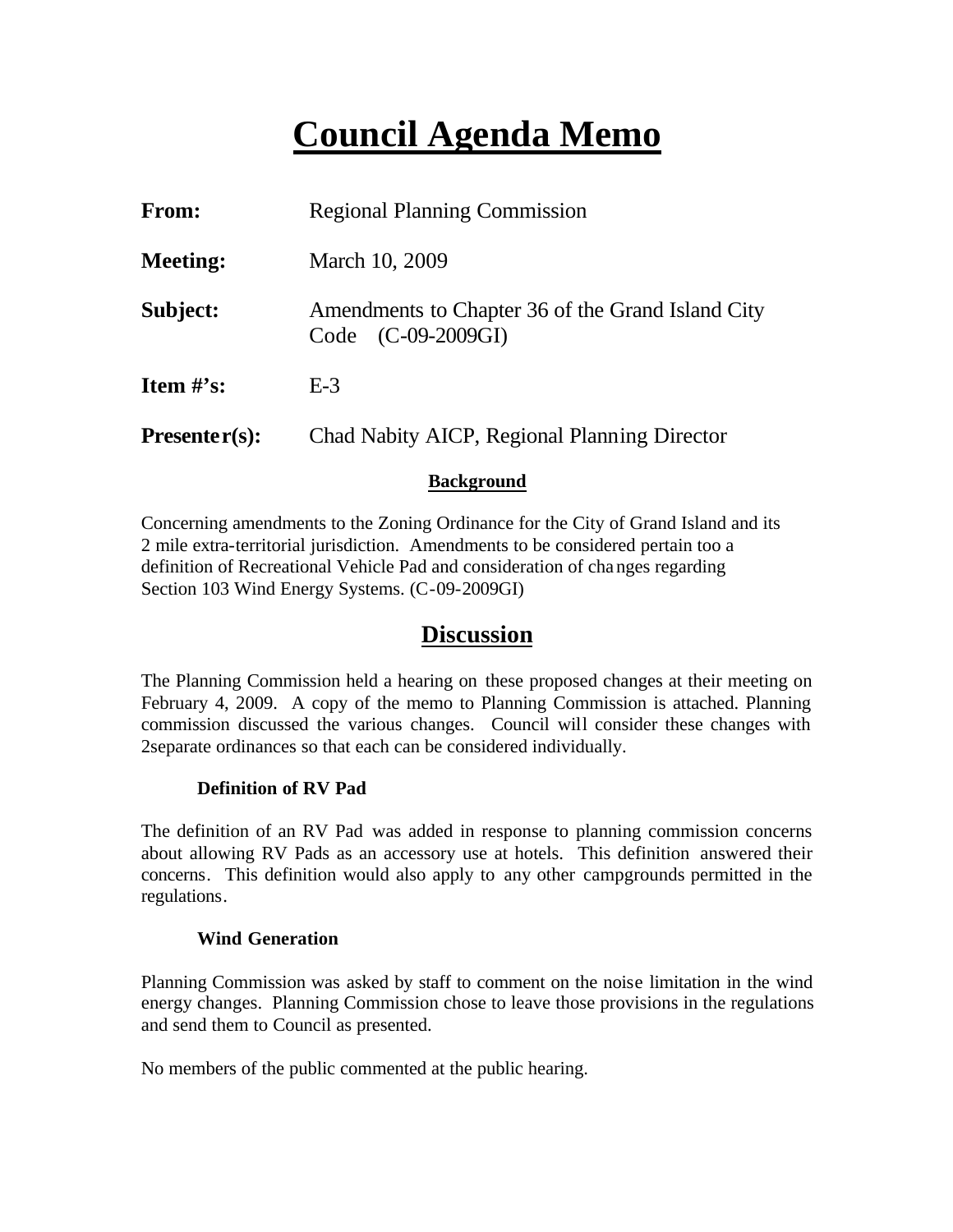# Council Agenda Memo

**From:** Regional Planning Commission

**Meeting:** March 10, 2009

**Subject:** Amendments to Chapter 36 of the Grand Island City Code (C-09-2009GI)

**Item #'s:** E-3

**Presenter(s):** Chad Nabity AICP, Regional Planning Director

### Background

Concerning amendments to the Zoning Ordinance for the City of Grand Island and its 2 mile extra-territorial jurisdiction. Amendments to be considered pertain too a definition of Recreational Vehicle Pad and consideration of changes regarding Section 103 Wind Energy Systems. (C-09-2009GI)

## Discussion

The Planning Commission held a hearing on these proposed changes at their meeting on February 4, 2009. A copy of the memo to Planning Commission is attached. Planning commission discussed the various changes. Council will consider these changes with 2separate ordinances so that each can be considered individually.

#### Definition of RV Pad

The definition of an RV Pad was added in response to planning commission concerns about allowing RV Pads as an accessory use at hotels. This definition answered their concerns. This definition would also apply to any other campgrounds permitted in the regulations.

#### Wind Generation

Planning Commission was asked by staff to comment on the noise limitation in the wind energy changes. Planning Commission chose to leave those provisions in the regulations and send them to Council as presented.

No members of the public commented at the public hearing.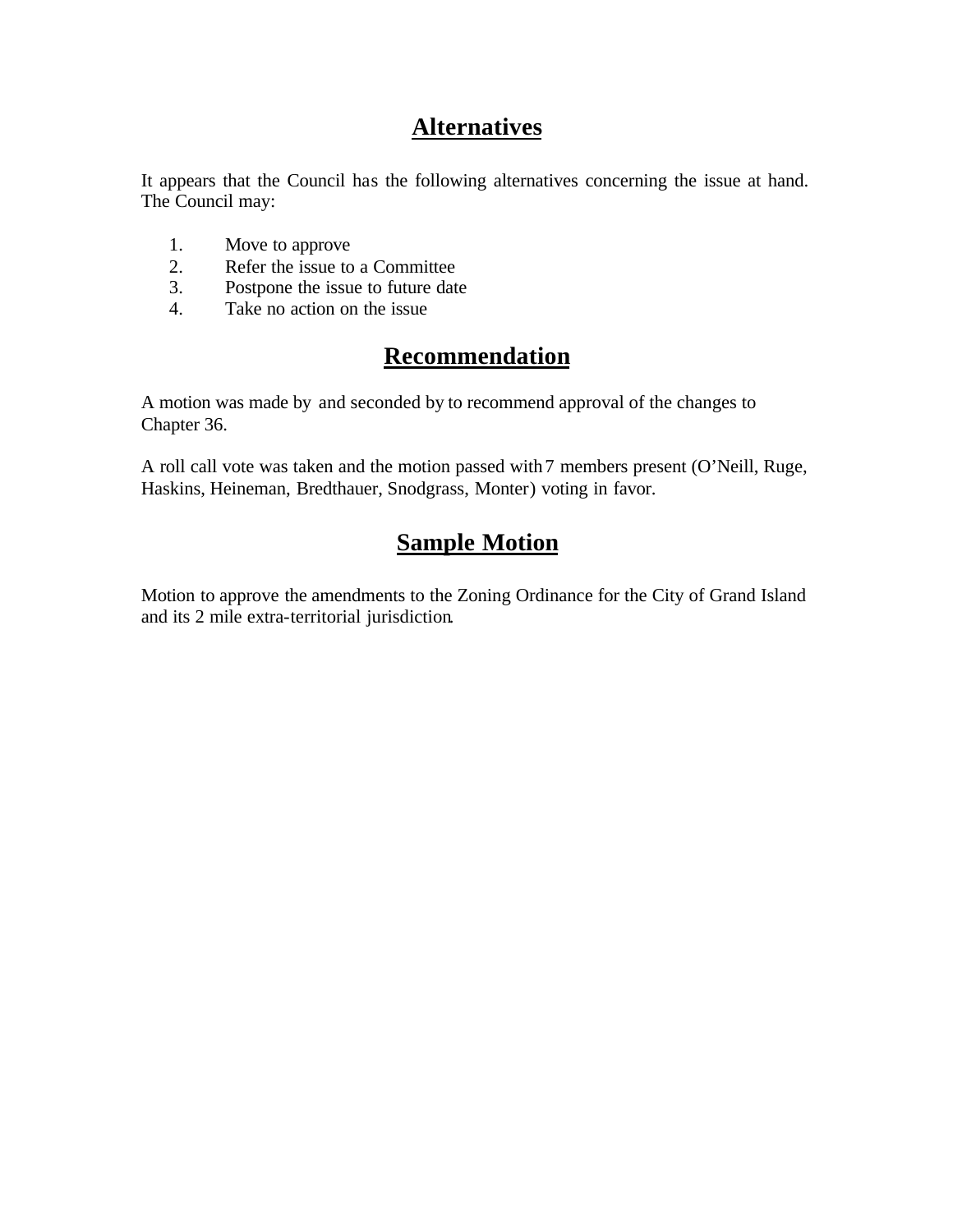## Alternatives

It appears that the Council has the following alternatives concerning the issue at hand. The Council may:

1. Move to approve
2. Refer the issue to a Committee
3. Postpone the issue to future date
4. Take no action on the issue

## Recommendation

A motion was made by and seconded by to recommend approval of the changes to Chapter 36.

A roll call vote was taken and the motion passed with 7 members present (O'Neill, Ruge, Haskins, Heineman, Bredthauer, Snodgrass, Monter) voting in favor.

## Sample Motion

Motion to approve the amendments to the Zoning Ordinance for the City of Grand Island and its 2 mile extra-territorial jurisdiction.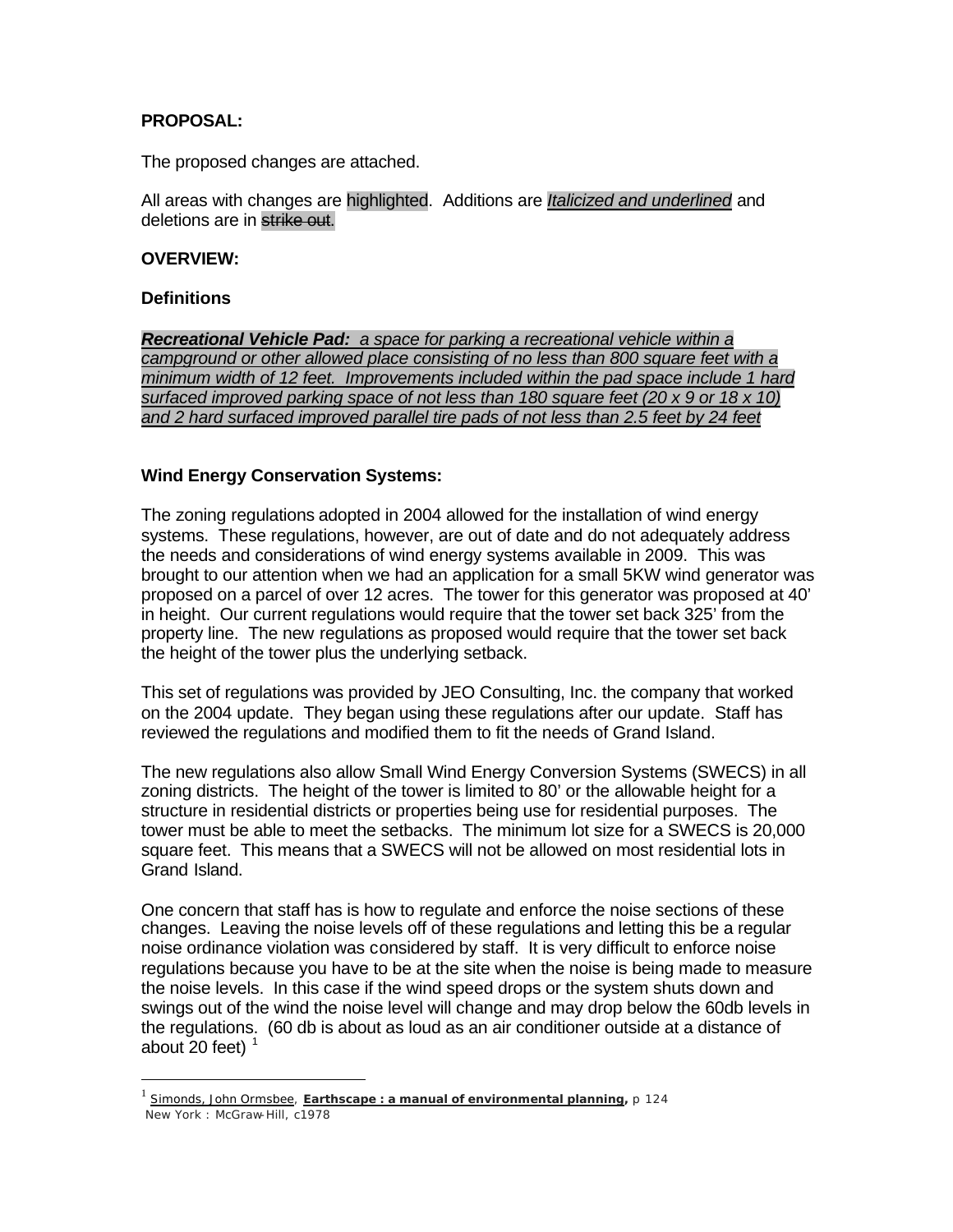**PROPOSAL:**

The proposed changes are attached.

All areas with changes are highlighted. Additions are *<u>Italicized and underlined</u>* and deletions are in ~~strike out~~.

**OVERVIEW:**

**Definitions**

***<u>Recreational Vehicle Pad:</u>*** *<u>a space for parking a recreational vehicle within a campground or other allowed place consisting of no less than 800 square feet with a minimum width of 12 feet. Improvements included within the pad space include 1 hard surfaced improved parking space of not less than 180 square feet (20 x 9 or 18 x 10) and 2 hard surfaced improved parallel tire pads of not less than 2.5 feet by 24 feet</u>*

**Wind Energy Conservation Systems:**

The zoning regulations adopted in 2004 allowed for the installation of wind energy systems. These regulations, however, are out of date and do not adequately address the needs and considerations of wind energy systems available in 2009. This was brought to our attention when we had an application for a small 5KW wind generator was proposed on a parcel of over 12 acres. The tower for this generator was proposed at 40' in height. Our current regulations would require that the tower set back 325' from the property line. The new regulations as proposed would require that the tower set back the height of the tower plus the underlying setback.

This set of regulations was provided by JEO Consulting, Inc. the company that worked on the 2004 update. They began using these regulations after our update. Staff has reviewed the regulations and modified them to fit the needs of Grand Island.

The new regulations also allow Small Wind Energy Conversion Systems (SWECS) in all zoning districts. The height of the tower is limited to 80' or the allowable height for a structure in residential districts or properties being use for residential purposes. The tower must be able to meet the setbacks. The minimum lot size for a SWECS is 20,000 square feet. This means that a SWECS will not be allowed on most residential lots in Grand Island.

One concern that staff has is how to regulate and enforce the noise sections of these changes. Leaving the noise levels off of these regulations and letting this be a regular noise ordinance violation was considered by staff. It is very difficult to enforce noise regulations because you have to be at the site when the noise is being made to measure the noise levels. In this case if the wind speed drops or the system shuts down and swings out of the wind the noise level will change and may drop below the 60db levels in the regulations. (60 db is about as loud as an air conditioner outside at a distance of about 20 feet) [1]

---

[1] <u>Simonds, John Ormsbee</u>, **<u>Earthscape : a manual of environmental planning</u>,** p 124
New York : McGraw-Hill, c1978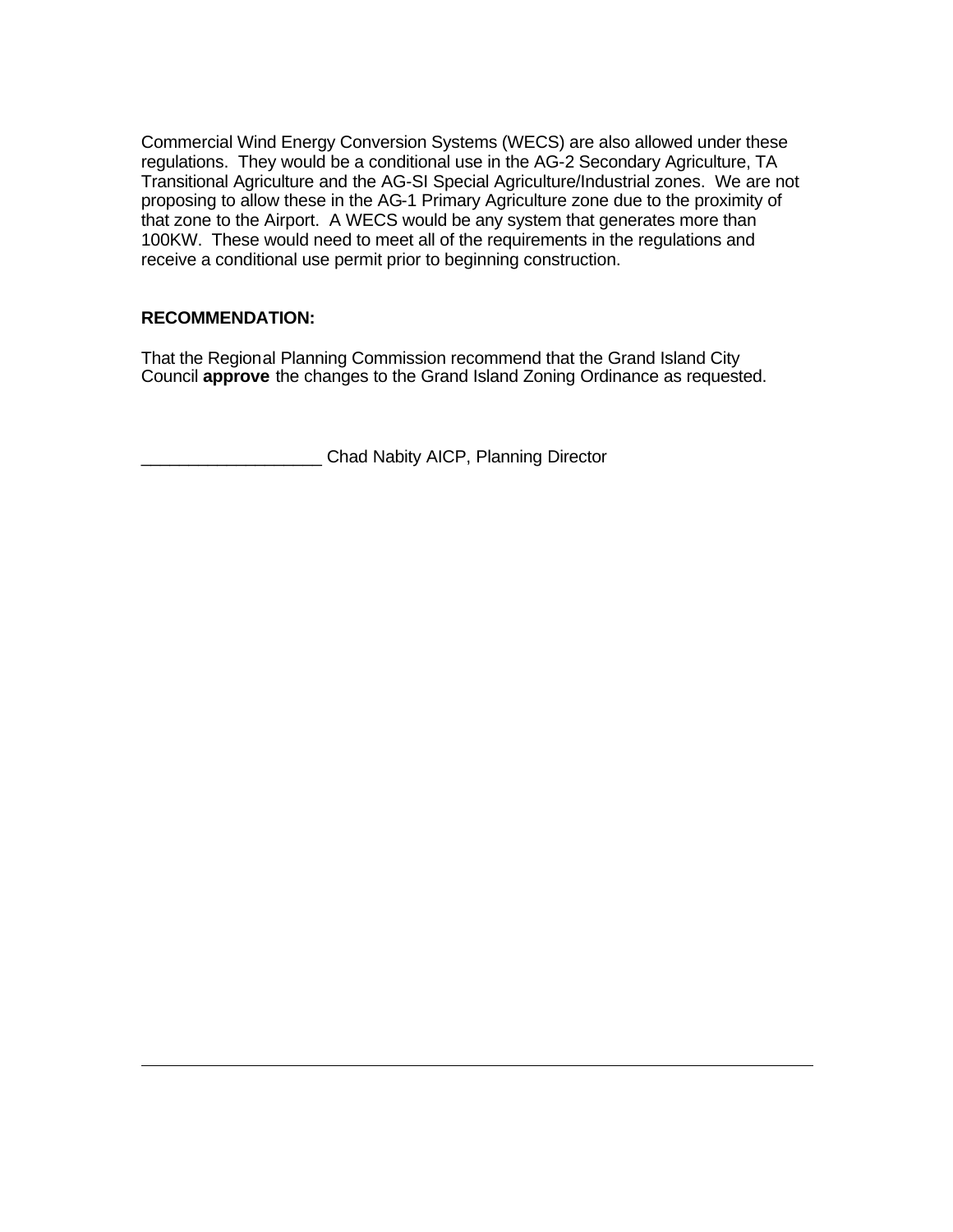Commercial Wind Energy Conversion Systems (WECS) are also allowed under these regulations. They would be a conditional use in the AG-2 Secondary Agriculture, TA Transitional Agriculture and the AG-SI Special Agriculture/Industrial zones. We are not proposing to allow these in the AG-1 Primary Agriculture zone due to the proximity of that zone to the Airport. A WECS would be any system that generates more than 100KW. These would need to meet all of the requirements in the regulations and receive a conditional use permit prior to beginning construction.

**RECOMMENDATION:**

That the Regional Planning Commission recommend that the Grand Island City Council **approve** the changes to the Grand Island Zoning Ordinance as requested.

___________________ Chad Nabity AICP, Planning Director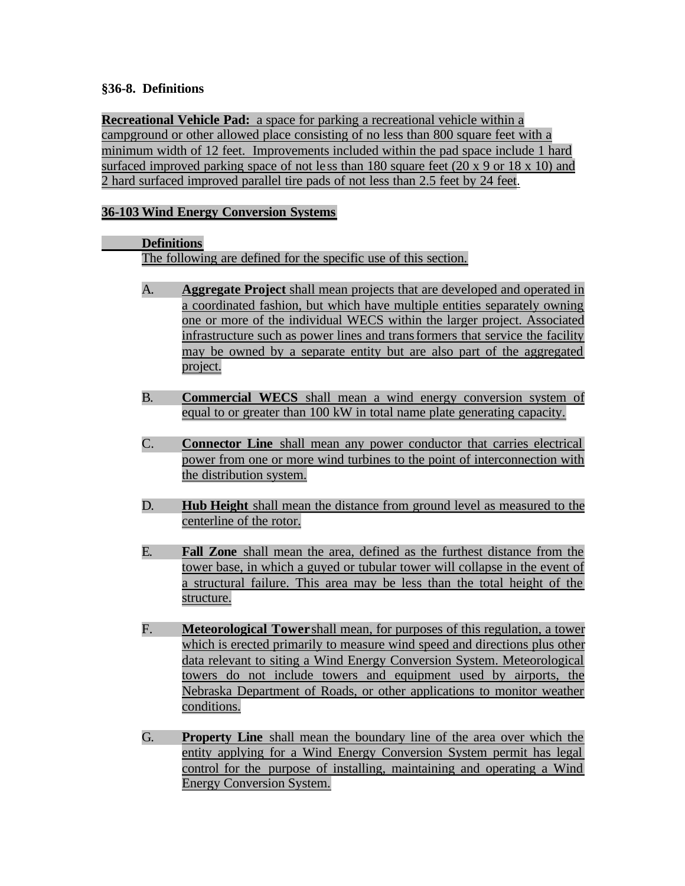**§36-8. Definitions**

**Recreational Vehicle Pad:** a space for parking a recreational vehicle within a campground or other allowed place consisting of no less than 800 square feet with a minimum width of 12 feet. Improvements included within the pad space include 1 hard surfaced improved parking space of not less than 180 square feet (20 x 9 or 18 x 10) and 2 hard surfaced improved parallel tire pads of not less than 2.5 feet by 24 feet.

**36-103 Wind Energy Conversion Systems**

**Definitions**

The following are defined for the specific use of this section.

A. **Aggregate Project** shall mean projects that are developed and operated in a coordinated fashion, but which have multiple entities separately owning one or more of the individual WECS within the larger project. Associated infrastructure such as power lines and transformers that service the facility may be owned by a separate entity but are also part of the aggregated project.

B. **Commercial WECS** shall mean a wind energy conversion system of equal to or greater than 100 kW in total name plate generating capacity.

C. **Connector Line** shall mean any power conductor that carries electrical power from one or more wind turbines to the point of interconnection with the distribution system.

D. **Hub Height** shall mean the distance from ground level as measured to the centerline of the rotor.

E. **Fall Zone** shall mean the area, defined as the furthest distance from the tower base, in which a guyed or tubular tower will collapse in the event of a structural failure. This area may be less than the total height of the structure.

F. **Meteorological Tower** shall mean, for purposes of this regulation, a tower which is erected primarily to measure wind speed and directions plus other data relevant to siting a Wind Energy Conversion System. Meteorological towers do not include towers and equipment used by airports, the Nebraska Department of Roads, or other applications to monitor weather conditions.

G. **Property Line** shall mean the boundary line of the area over which the entity applying for a Wind Energy Conversion System permit has legal control for the purpose of installing, maintaining and operating a Wind Energy Conversion System.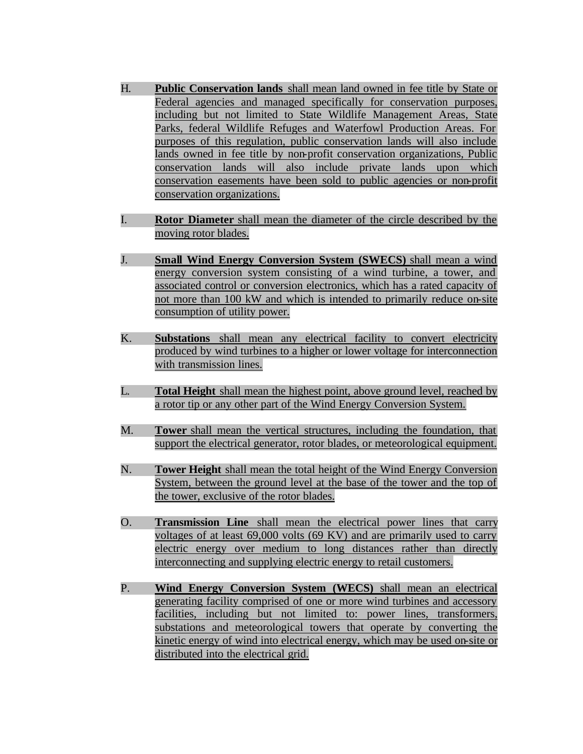H. **Public Conservation lands** shall mean land owned in fee title by State or Federal agencies and managed specifically for conservation purposes, including but not limited to State Wildlife Management Areas, State Parks, federal Wildlife Refuges and Waterfowl Production Areas. For purposes of this regulation, public conservation lands will also include lands owned in fee title by non-profit conservation organizations, Public conservation lands will also include private lands upon which conservation easements have been sold to public agencies or non-profit conservation organizations.

I. **Rotor Diameter** shall mean the diameter of the circle described by the moving rotor blades.

J. **Small Wind Energy Conversion System (SWECS)** shall mean a wind energy conversion system consisting of a wind turbine, a tower, and associated control or conversion electronics, which has a rated capacity of not more than 100 kW and which is intended to primarily reduce on-site consumption of utility power.

K. **Substations** shall mean any electrical facility to convert electricity produced by wind turbines to a higher or lower voltage for interconnection with transmission lines.

L. **Total Height** shall mean the highest point, above ground level, reached by a rotor tip or any other part of the Wind Energy Conversion System.

M. **Tower** shall mean the vertical structures, including the foundation, that support the electrical generator, rotor blades, or meteorological equipment.

N. **Tower Height** shall mean the total height of the Wind Energy Conversion System, between the ground level at the base of the tower and the top of the tower, exclusive of the rotor blades.

O. **Transmission Line** shall mean the electrical power lines that carry voltages of at least 69,000 volts (69 KV) and are primarily used to carry electric energy over medium to long distances rather than directly interconnecting and supplying electric energy to retail customers.

P. **Wind Energy Conversion System (WECS)** shall mean an electrical generating facility comprised of one or more wind turbines and accessory facilities, including but not limited to: power lines, transformers, substations and meteorological towers that operate by converting the kinetic energy of wind into electrical energy, which may be used on-site or distributed into the electrical grid.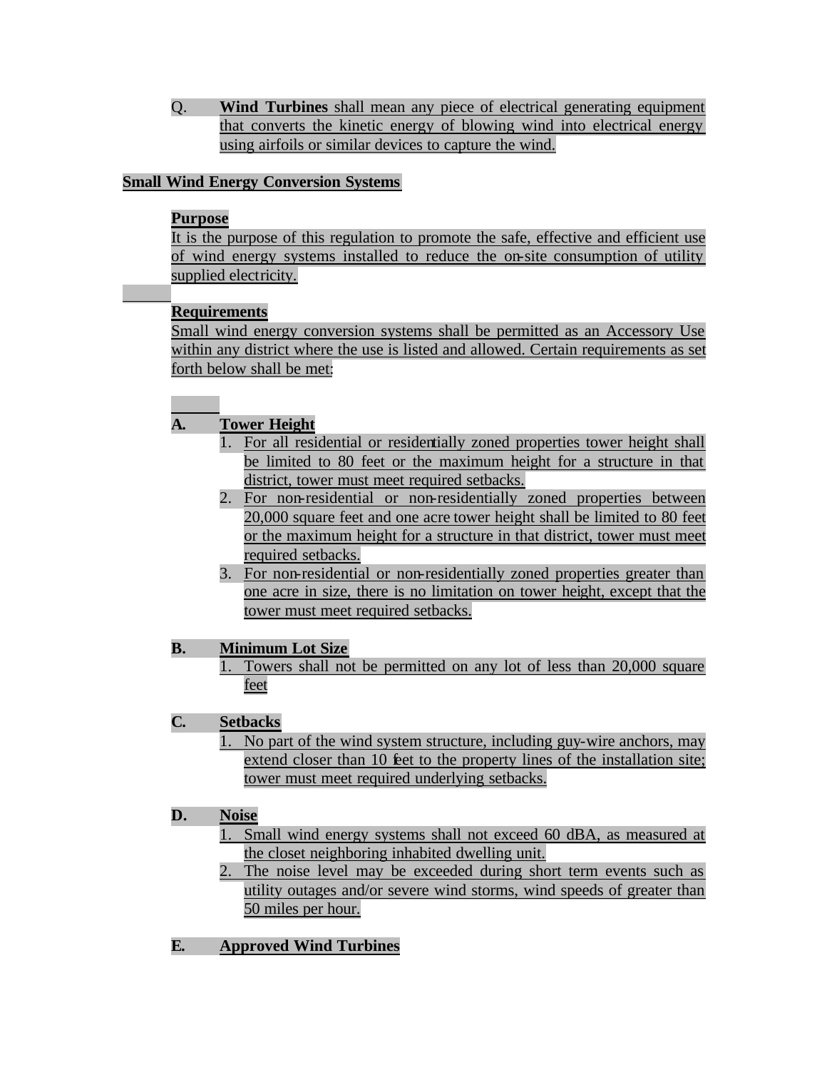Q. **Wind Turbines** shall mean any piece of electrical generating equipment that converts the kinetic energy of blowing wind into electrical energy using airfoils or similar devices to capture the wind.

## Small Wind Energy Conversion Systems

### Purpose

It is the purpose of this regulation to promote the safe, effective and efficient use of wind energy systems installed to reduce the on-site consumption of utility supplied electricity.

### Requirements

Small wind energy conversion systems shall be permitted as an Accessory Use within any district where the use is listed and allowed. Certain requirements as set forth below shall be met:

**A. Tower Height**

1. For all residential or residentially zoned properties tower height shall be limited to 80 feet or the maximum height for a structure in that district, tower must meet required setbacks.
2. For non-residential or non-residentially zoned properties between 20,000 square feet and one acre tower height shall be limited to 80 feet or the maximum height for a structure in that district, tower must meet required setbacks.
3. For non-residential or non-residentially zoned properties greater than one acre in size, there is no limitation on tower height, except that the tower must meet required setbacks.

**B. Minimum Lot Size**

1. Towers shall not be permitted on any lot of less than 20,000 square feet

**C. Setbacks**

1. No part of the wind system structure, including guy-wire anchors, may extend closer than 10 feet to the property lines of the installation site; tower must meet required underlying setbacks.

**D. Noise**

1. Small wind energy systems shall not exceed 60 dBA, as measured at the closet neighboring inhabited dwelling unit.
2. The noise level may be exceeded during short term events such as utility outages and/or severe wind storms, wind speeds of greater than 50 miles per hour.

**E. Approved Wind Turbines**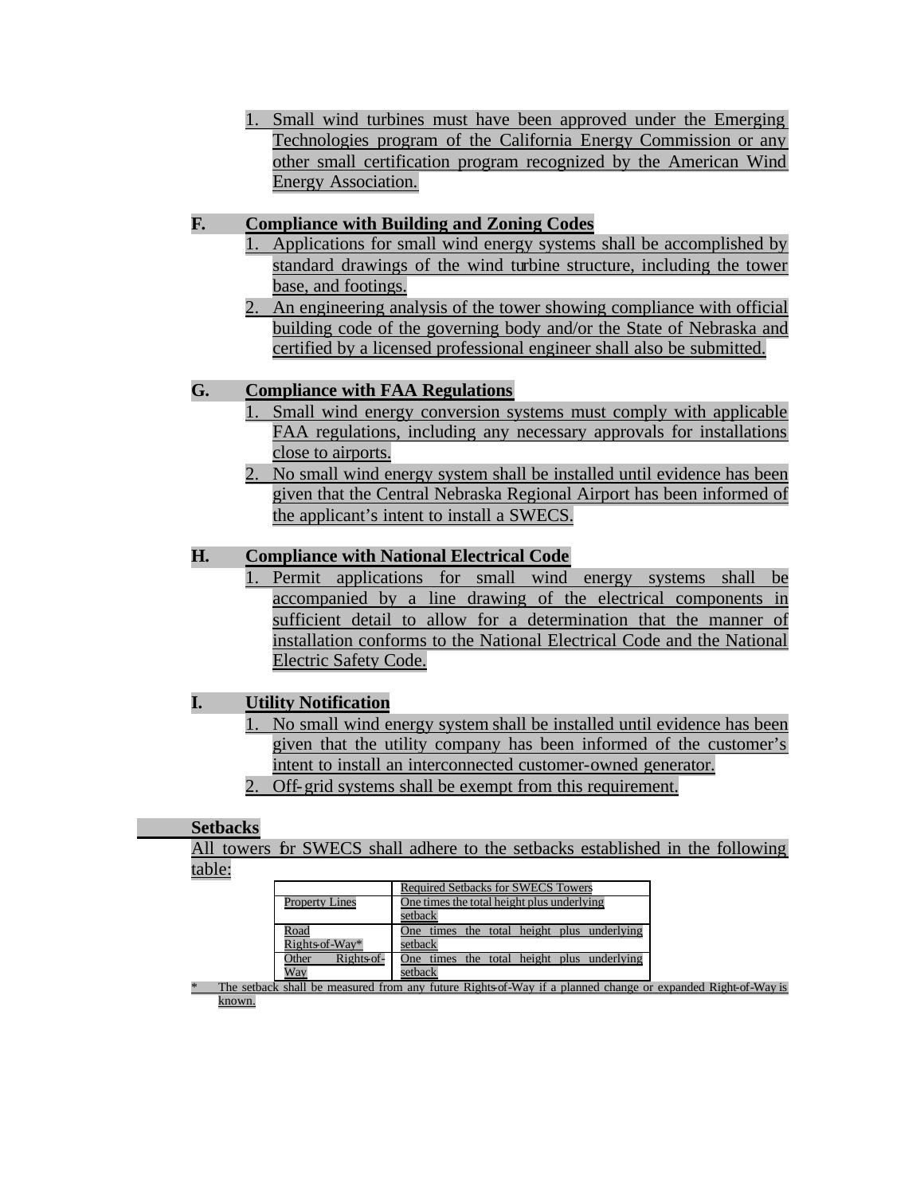1. Small wind turbines must have been approved under the Emerging Technologies program of the California Energy Commission or any other small certification program recognized by the American Wind Energy Association.

**F. Compliance with Building and Zoning Codes**

1. Applications for small wind energy systems shall be accomplished by standard drawings of the wind turbine structure, including the tower base, and footings.
2. An engineering analysis of the tower showing compliance with official building code of the governing body and/or the State of Nebraska and certified by a licensed professional engineer shall also be submitted.

**G. Compliance with FAA Regulations**

1. Small wind energy conversion systems must comply with applicable FAA regulations, including any necessary approvals for installations close to airports.
2. No small wind energy system shall be installed until evidence has been given that the Central Nebraska Regional Airport has been informed of the applicant's intent to install a SWECS.

**H. Compliance with National Electrical Code**

1. Permit applications for small wind energy systems shall be accompanied by a line drawing of the electrical components in sufficient detail to allow for a determination that the manner of installation conforms to the National Electrical Code and the National Electric Safety Code.

**I. Utility Notification**

1. No small wind energy system shall be installed until evidence has been given that the utility company has been informed of the customer's intent to install an interconnected customer-owned generator.
2. Off-grid systems shall be exempt from this requirement.

**Setbacks**

All towers for SWECS shall adhere to the setbacks established in the following table:

| | Required Setbacks for SWECS Towers |
|---|---|
| Property Lines | One times the total height plus underlying setback |
| Road Rights-of-Way* | One times the total height plus underlying setback |
| Other Rights-of-Way | One times the total height plus underlying setback |

\* The setback shall be measured from any future Rights-of-Way if a planned change or expanded Right-of-Way is known.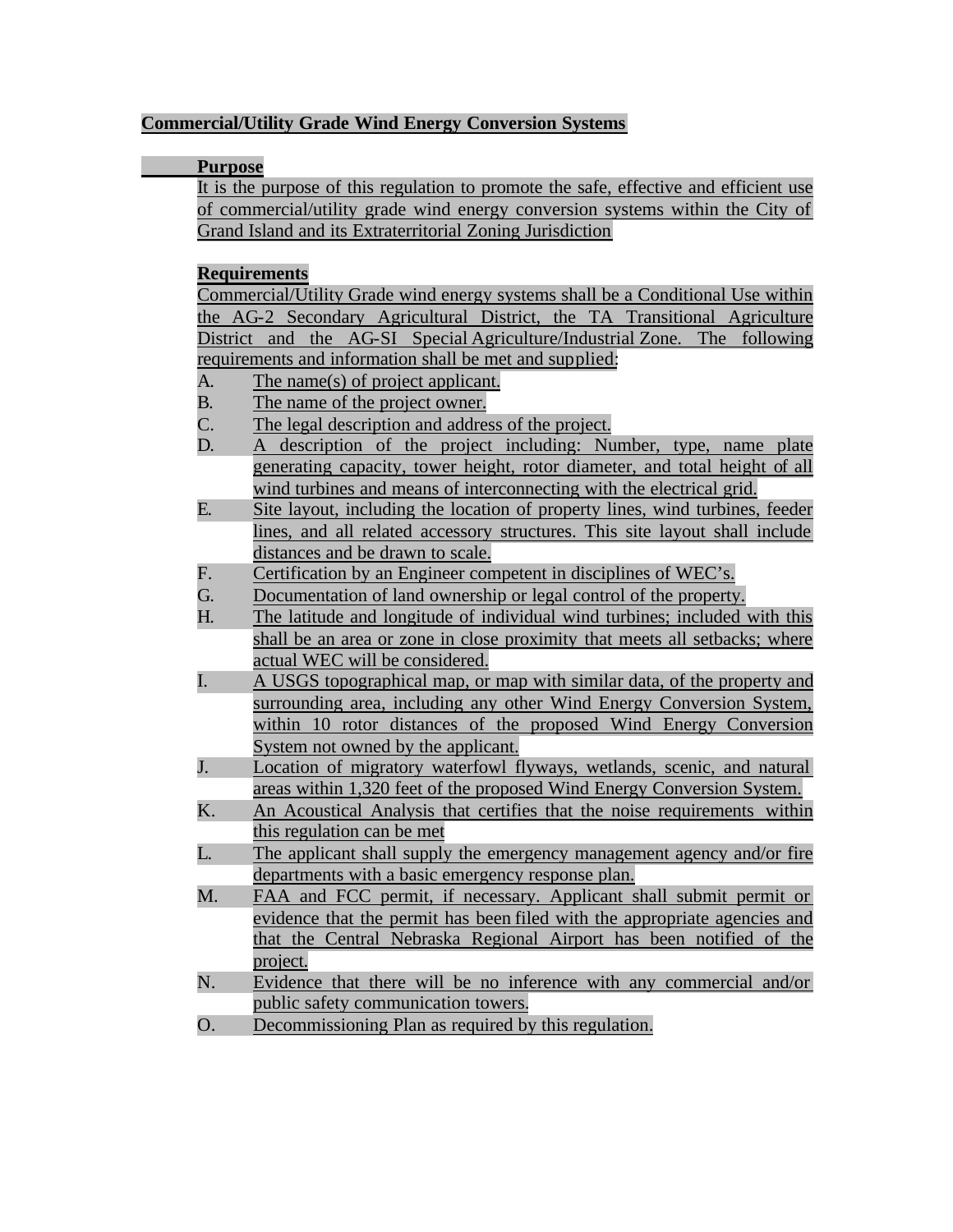**Commercial/Utility Grade Wind Energy Conversion Systems**

**Purpose**

It is the purpose of this regulation to promote the safe, effective and efficient use of commercial/utility grade wind energy conversion systems within the City of Grand Island and its Extraterritorial Zoning Jurisdiction

**Requirements**

Commercial/Utility Grade wind energy systems shall be a Conditional Use within the AG-2 Secondary Agricultural District, the TA Transitional Agriculture District and the AG-SI Special Agriculture/Industrial Zone. The following requirements and information shall be met and supplied:

A. The name(s) of project applicant.
B. The name of the project owner.
C. The legal description and address of the project.
D. A description of the project including: Number, type, name plate generating capacity, tower height, rotor diameter, and total height of all wind turbines and means of interconnecting with the electrical grid.
E. Site layout, including the location of property lines, wind turbines, feeder lines, and all related accessory structures. This site layout shall include distances and be drawn to scale.
F. Certification by an Engineer competent in disciplines of WEC's.
G. Documentation of land ownership or legal control of the property.
H. The latitude and longitude of individual wind turbines; included with this shall be an area or zone in close proximity that meets all setbacks; where actual WEC will be considered.
I. A USGS topographical map, or map with similar data, of the property and surrounding area, including any other Wind Energy Conversion System, within 10 rotor distances of the proposed Wind Energy Conversion System not owned by the applicant.
J. Location of migratory waterfowl flyways, wetlands, scenic, and natural areas within 1,320 feet of the proposed Wind Energy Conversion System.
K. An Acoustical Analysis that certifies that the noise requirements within this regulation can be met
L. The applicant shall supply the emergency management agency and/or fire departments with a basic emergency response plan.
M. FAA and FCC permit, if necessary. Applicant shall submit permit or evidence that the permit has been filed with the appropriate agencies and that the Central Nebraska Regional Airport has been notified of the project.
N. Evidence that there will be no inference with any commercial and/or public safety communication towers.
O. Decommissioning Plan as required by this regulation.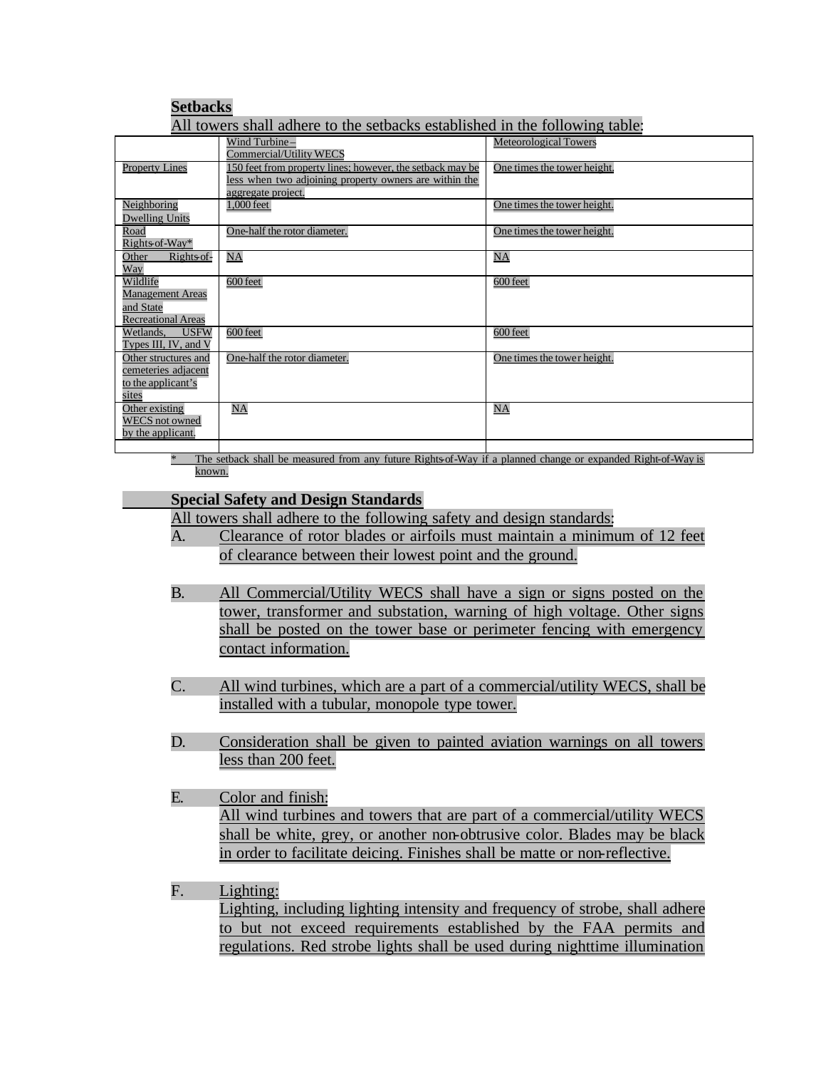## Setbacks

All towers shall adhere to the setbacks established in the following table:

| | Wind Turbine – Commercial/Utility WECS | Meteorological Towers |
|---|---|---|
| Property Lines | 150 feet from property lines; however, the setback may be less when two adjoining property owners are within the aggregate project. | One times the tower height. |
| Neighboring Dwelling Units | 1,000 feet | One times the tower height. |
| Road Rights-of-Way* | One-half the rotor diameter. | One times the tower height. |
| Other Rights-of-Way | NA | NA |
| Wildlife Management Areas and State Recreational Areas | 600 feet | 600 feet |
| Wetlands, USFW Types III, IV, and V | 600 feet | 600 feet |
| Other structures and cemeteries adjacent to the applicant's sites | One-half the rotor diameter. | One times the tower height. |
| Other existing WECS not owned by the applicant. | NA | NA |
| | | |

\* The setback shall be measured from any future Rights-of-Way if a planned change or expanded Right-of-Way is known.

## Special Safety and Design Standards

All towers shall adhere to the following safety and design standards:

A. Clearance of rotor blades or airfoils must maintain a minimum of 12 feet of clearance between their lowest point and the ground.

B. All Commercial/Utility WECS shall have a sign or signs posted on the tower, transformer and substation, warning of high voltage. Other signs shall be posted on the tower base or perimeter fencing with emergency contact information.

C. All wind turbines, which are a part of a commercial/utility WECS, shall be installed with a tubular, monopole type tower.

D. Consideration shall be given to painted aviation warnings on all towers less than 200 feet.

E. Color and finish:
All wind turbines and towers that are part of a commercial/utility WECS shall be white, grey, or another non-obtrusive color. Blades may be black in order to facilitate deicing. Finishes shall be matte or non-reflective.

F. Lighting:
Lighting, including lighting intensity and frequency of strobe, shall adhere to but not exceed requirements established by the FAA permits and regulations. Red strobe lights shall be used during nighttime illumination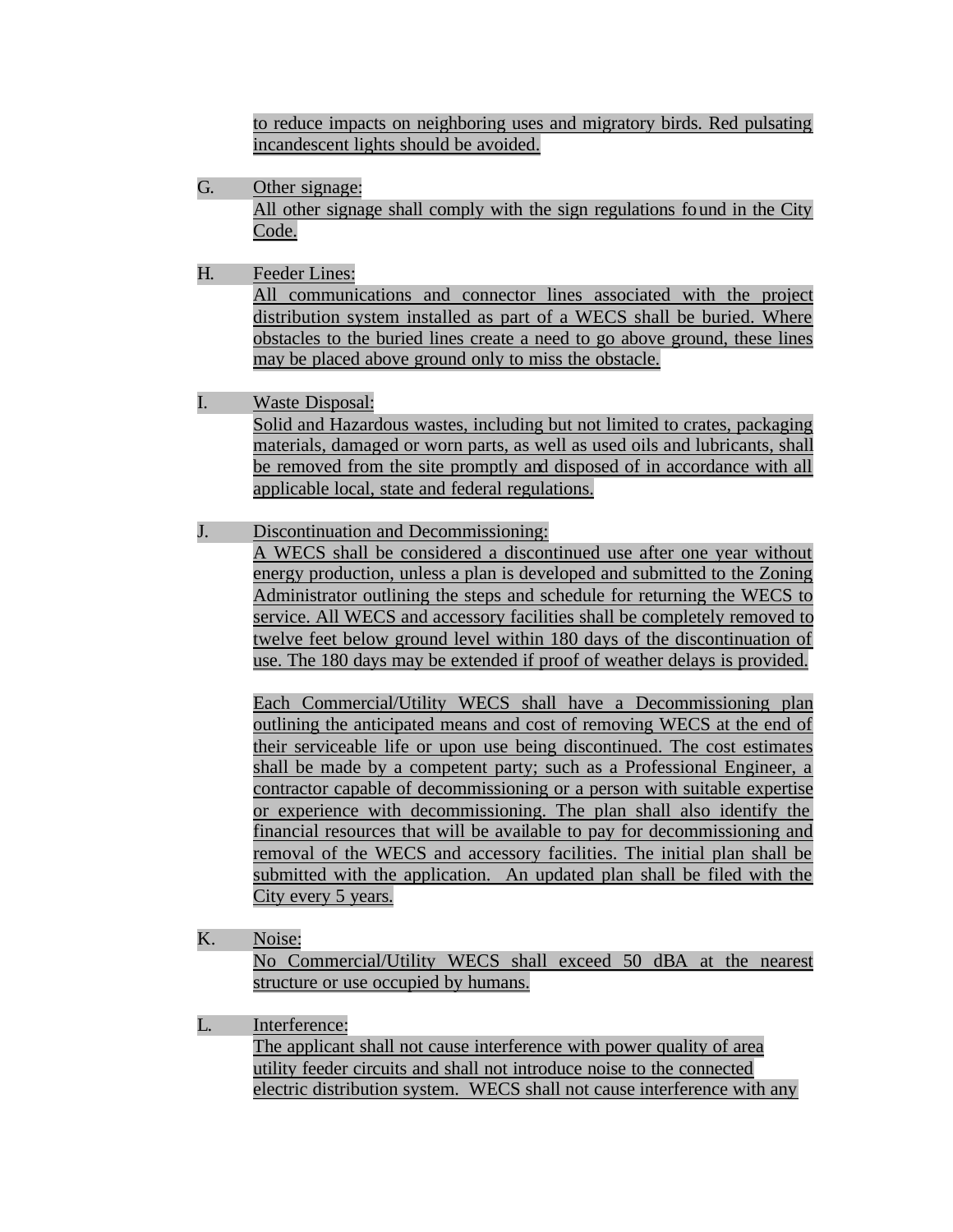to reduce impacts on neighboring uses and migratory birds. Red pulsating incandescent lights should be avoided.

G. Other signage:
All other signage shall comply with the sign regulations found in the City Code.

H. Feeder Lines:
All communications and connector lines associated with the project distribution system installed as part of a WECS shall be buried. Where obstacles to the buried lines create a need to go above ground, these lines may be placed above ground only to miss the obstacle.

I. Waste Disposal:
Solid and Hazardous wastes, including but not limited to crates, packaging materials, damaged or worn parts, as well as used oils and lubricants, shall be removed from the site promptly and disposed of in accordance with all applicable local, state and federal regulations.

J. Discontinuation and Decommissioning:
A WECS shall be considered a discontinued use after one year without energy production, unless a plan is developed and submitted to the Zoning Administrator outlining the steps and schedule for returning the WECS to service. All WECS and accessory facilities shall be completely removed to twelve feet below ground level within 180 days of the discontinuation of use. The 180 days may be extended if proof of weather delays is provided.

Each Commercial/Utility WECS shall have a Decommissioning plan outlining the anticipated means and cost of removing WECS at the end of their serviceable life or upon use being discontinued. The cost estimates shall be made by a competent party; such as a Professional Engineer, a contractor capable of decommissioning or a person with suitable expertise or experience with decommissioning. The plan shall also identify the financial resources that will be available to pay for decommissioning and removal of the WECS and accessory facilities. The initial plan shall be submitted with the application. An updated plan shall be filed with the City every 5 years.

K. Noise:
No Commercial/Utility WECS shall exceed 50 dBA at the nearest structure or use occupied by humans.

L. Interference:
The applicant shall not cause interference with power quality of area utility feeder circuits and shall not introduce noise to the connected electric distribution system. WECS shall not cause interference with any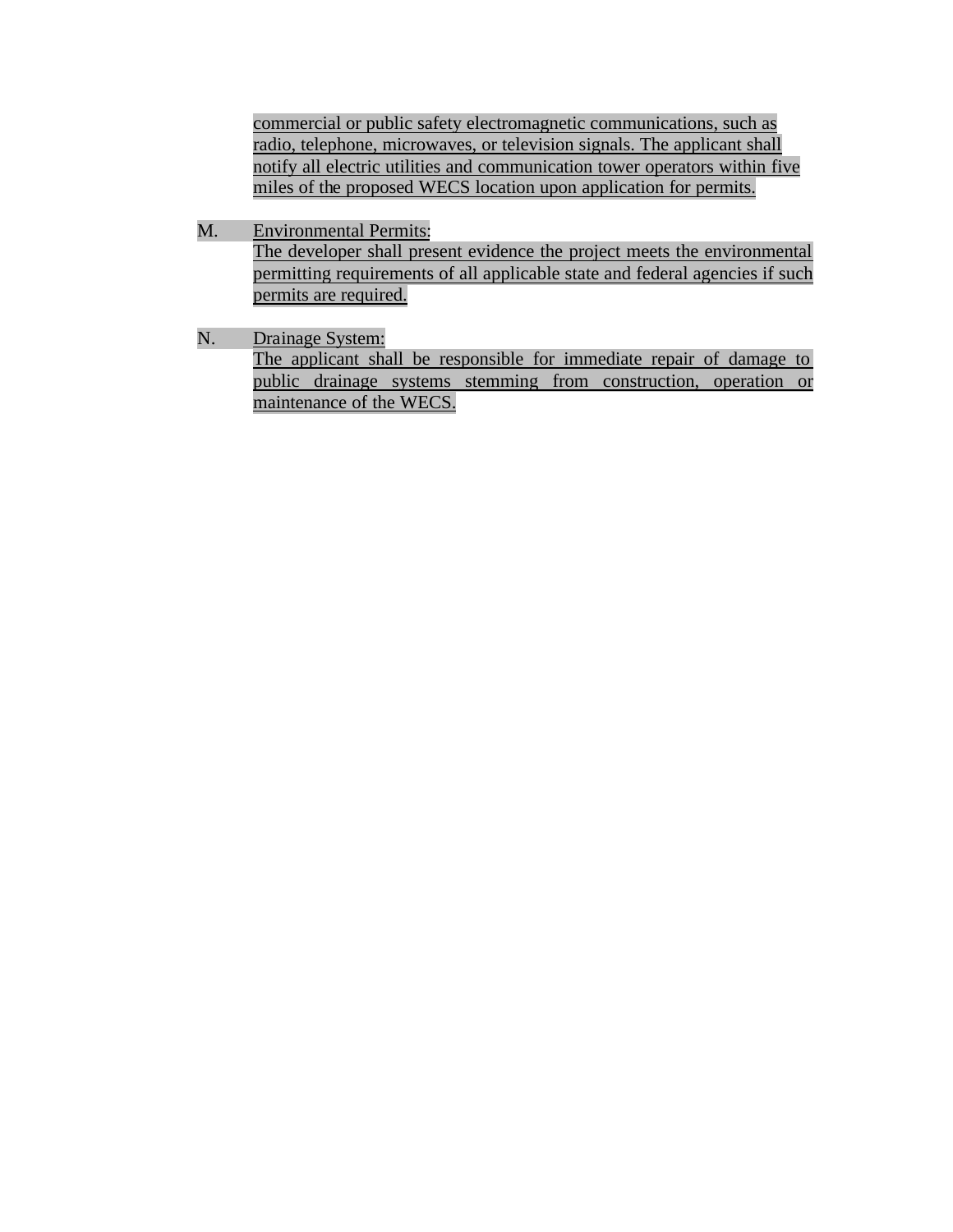commercial or public safety electromagnetic communications, such as radio, telephone, microwaves, or television signals. The applicant shall notify all electric utilities and communication tower operators within five miles of the proposed WECS location upon application for permits.

M. Environmental Permits:
The developer shall present evidence the project meets the environmental permitting requirements of all applicable state and federal agencies if such permits are required.

N. Drainage System:
The applicant shall be responsible for immediate repair of damage to public drainage systems stemming from construction, operation or maintenance of the WECS.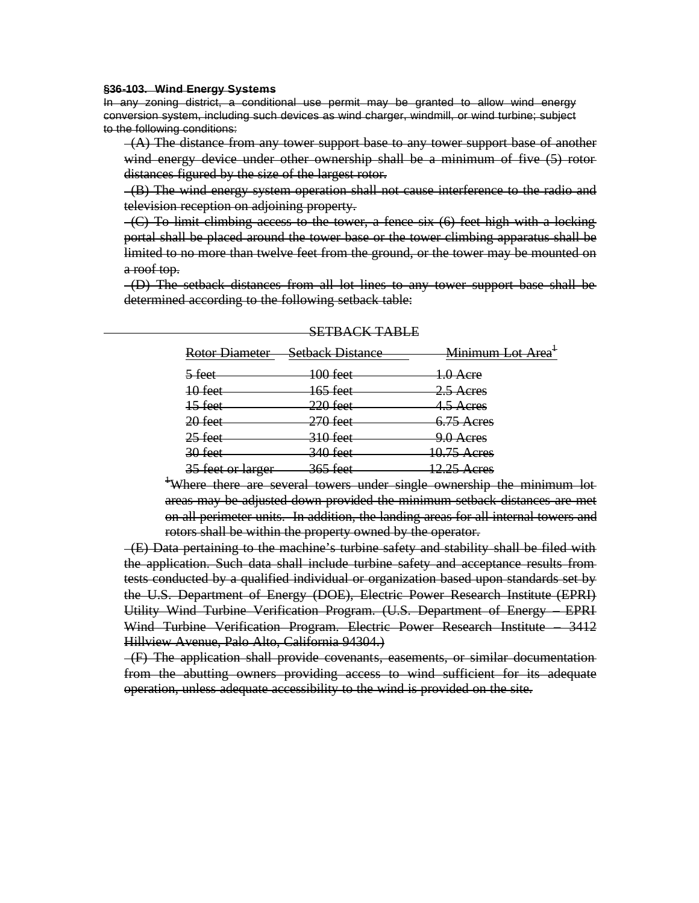**~~§36-103. Wind Energy Systems~~**

~~In any zoning district, a conditional use permit may be granted to allow wind energy conversion system, including such devices as wind charger, windmill, or wind turbine; subject to the following conditions:~~

~~(A) The distance from any tower support base to any tower support base of another wind energy device under other ownership shall be a minimum of five (5) rotor distances figured by the size of the largest rotor.~~

~~(B) The wind energy system operation shall not cause interference to the radio and television reception on adjoining property.~~

~~(C) To limit climbing access to the tower, a fence six (6) feet high with a locking portal shall be placed around the tower base or the tower climbing apparatus shall be limited to no more than twelve feet from the ground, or the tower may be mounted on a roof top.~~

~~(D) The setback distances from all lot lines to any tower support base shall be determined according to the following setback table:~~

~~SETBACK TABLE~~

| ~~Rotor Diameter~~ | ~~Setback Distance~~ | ~~Minimum Lot Area~~[1] |
|---|---|---|
| ~~5 feet~~ | ~~100 feet~~ | ~~1.0 Acre~~ |
| ~~10 feet~~ | ~~165 feet~~ | ~~2.5 Acres~~ |
| ~~15 feet~~ | ~~220 feet~~ | ~~4.5 Acres~~ |
| ~~20 feet~~ | ~~270 feet~~ | ~~6.75 Acres~~ |
| ~~25 feet~~ | ~~310 feet~~ | ~~9.0 Acres~~ |
| ~~30 feet~~ | ~~340 feet~~ | ~~10.75 Acres~~ |
| ~~35 feet or larger~~ | ~~365 feet~~ | ~~12.25 Acres~~ |

[1]~~Where there are several towers under single ownership the minimum lot areas may be adjusted down provided the minimum setback distances are met on all perimeter units. In addition, the landing areas for all internal towers and rotors shall be within the property owned by the operator.~~

~~(E) Data pertaining to the machine's turbine safety and stability shall be filed with the application. Such data shall include turbine safety and acceptance results from tests conducted by a qualified individual or organization based upon standards set by the U.S. Department of Energy (DOE), Electric Power Research Institute (EPRI) Utility Wind Turbine Verification Program. (U.S. Department of Energy – EPRI Wind Turbine Verification Program. Electric Power Research Institute – 3412 Hillview Avenue, Palo Alto, California 94304.)~~

~~(F) The application shall provide covenants, easements, or similar documentation from the abutting owners providing access to wind sufficient for its adequate operation, unless adequate accessibility to the wind is provided on the site.~~